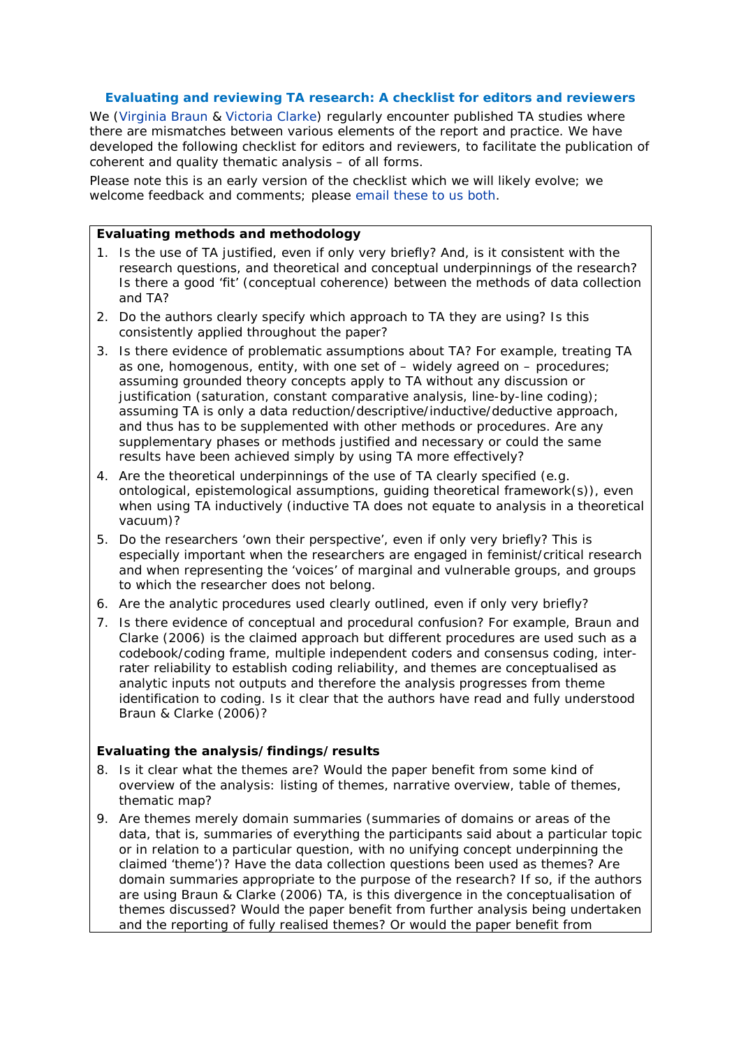## Evaluating and reviewing TA research: A checklist for editors and reviewers

We (Virginia Braun & Victoria Clarke) regularly encounter published TA studies where there are mismatches between various elements of the report and practice. We have developed the following checklist for editors and reviewers, to facilitate the publication of coherent and quality thematic analysis – of all forms.

Please note this is an early version of the checklist which we will likely evolve; we welcome feedback and comments; please email these to us both.

**Evaluating methods and methodology**

1. Is the use of TA justified, even if only very briefly? And, is it consistent with the research questions, and theoretical and conceptual underpinnings of the research? Is there a good 'fit' (conceptual coherence) between the methods of data collection and TA?
2. Do the authors clearly specify which approach to TA they are using? Is this consistently applied throughout the paper?
3. Is there evidence of problematic assumptions about TA? For example, treating TA as one, homogenous, entity, with one set of – widely agreed on – procedures; assuming grounded theory concepts apply to TA without any discussion or justification (saturation, constant comparative analysis, line-by-line coding); assuming TA is only a data reduction/descriptive/inductive/deductive approach, and thus has to be supplemented with other methods or procedures. Are any supplementary phases or methods justified and necessary or could the same results have been achieved simply by using TA more effectively?
4. Are the theoretical underpinnings of the use of TA clearly specified (e.g. ontological, epistemological assumptions, guiding theoretical framework(s)), even when using TA inductively (inductive TA does not equate to analysis in a theoretical vacuum)?
5. Do the researchers 'own their perspective', even if only very briefly? This is especially important when the researchers are engaged in feminist/critical research and when representing the 'voices' of marginal and vulnerable groups, and groups to which the researcher does not belong.
6. Are the analytic procedures used clearly outlined, even if only very briefly?
7. Is there evidence of conceptual and procedural confusion? For example, Braun and Clarke (2006) is the claimed approach but different procedures are used such as a codebook/coding frame, multiple independent coders and consensus coding, inter-rater reliability to establish coding reliability, and themes are conceptualised as analytic inputs not outputs and therefore the analysis progresses from theme identification to coding. Is it clear that the authors have read and fully understood Braun & Clarke (2006)?

**Evaluating the analysis/findings/results**

8. Is it clear what the themes are? Would the paper benefit from some kind of overview of the analysis: listing of themes, narrative overview, table of themes, thematic map?
9. Are themes merely domain summaries (summaries of domains or areas of the data, that is, summaries of everything the participants said about a particular topic or in relation to a particular question, with no unifying concept underpinning the claimed 'theme')? Have the data collection questions been used as themes? Are domain summaries appropriate to the purpose of the research? If so, if the authors are using Braun & Clarke (2006) TA, is this divergence in the conceptualisation of themes discussed? Would the paper benefit from further analysis being undertaken and the reporting of fully realised themes? Or would the paper benefit from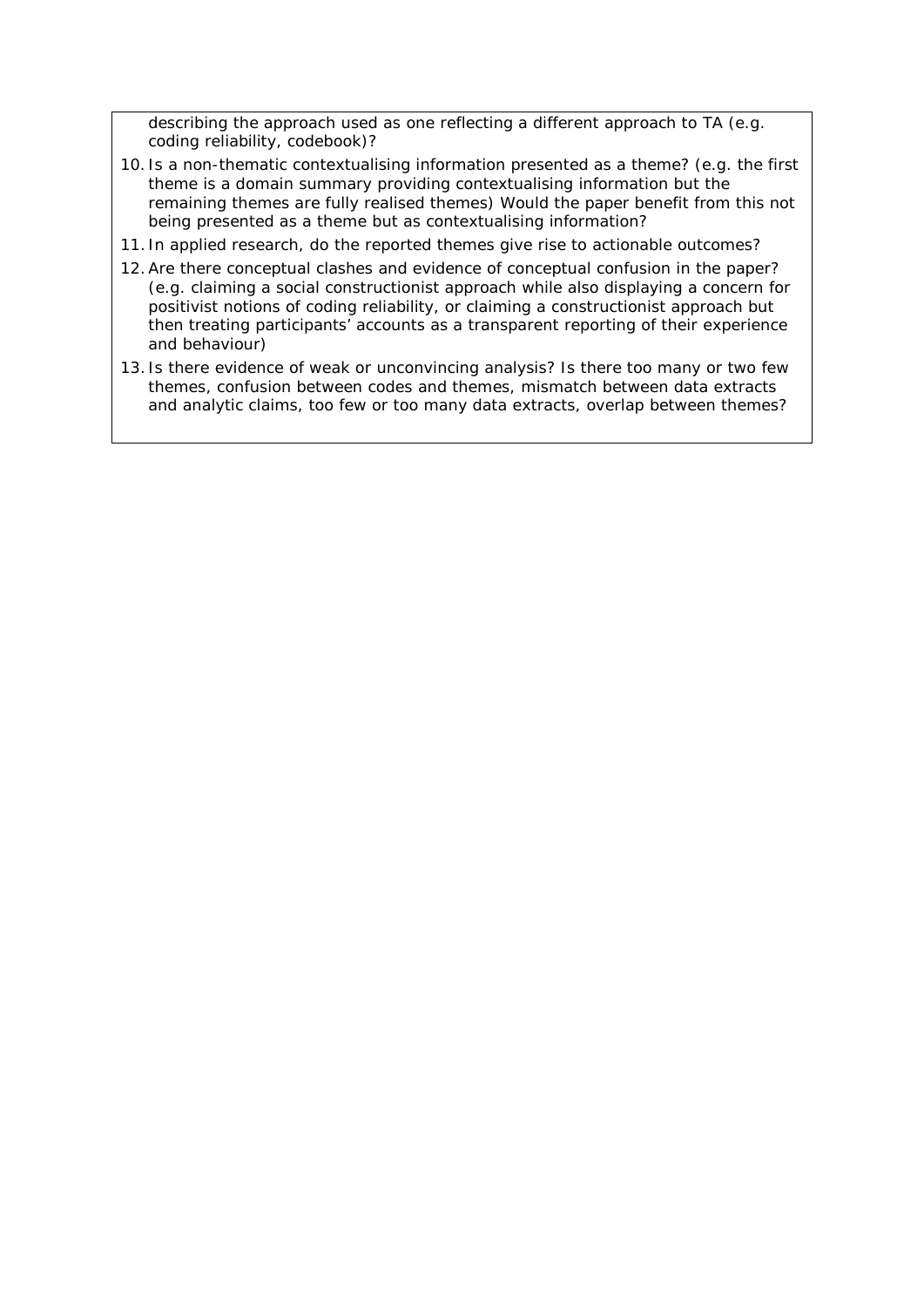describing the approach used as one reflecting a different approach to TA (e.g. coding reliability, codebook)?

10. Is a non-thematic contextualising information presented as a theme? (e.g. the first theme is a domain summary providing contextualising information but the remaining themes are fully realised themes) Would the paper benefit from this not being presented as a theme but as contextualising information?
11. In applied research, do the reported themes give rise to actionable outcomes?
12. Are there conceptual clashes and evidence of conceptual confusion in the paper? (e.g. claiming a social constructionist approach while also displaying a concern for positivist notions of coding reliability, or claiming a constructionist approach but then treating participants' accounts as a transparent reporting of their experience and behaviour)
13. Is there evidence of weak or unconvincing analysis? Is there too many or two few themes, confusion between codes and themes, mismatch between data extracts and analytic claims, too few or too many data extracts, overlap between themes?